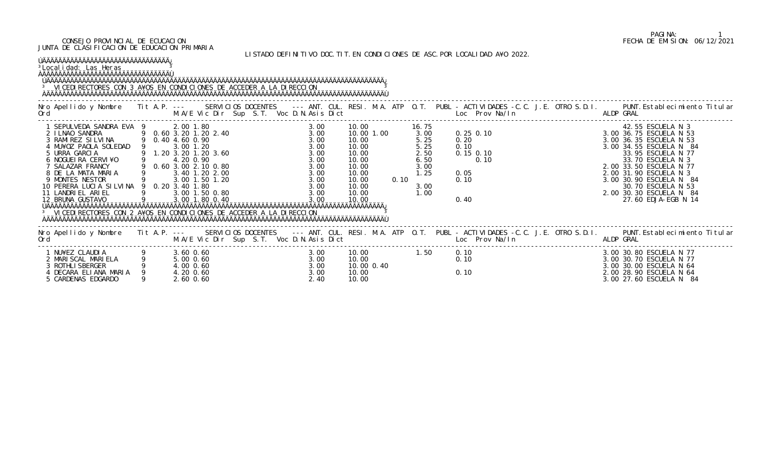CONSEJO PROVINCIAL DE ECUCACION
JUNTA DE CLASIFICACION DE EDUCACION PRIMARIA

FECHA DE EMISION: 06/12/2021

LISTADO DEFINITIVO DOC.TIT.EN CONDICIONES DE ASC.POR LOCALIDAD A¥O 2022.

Localidad: Las Heras

## VICEDIRECTORES CON 3 A¥OS EN CONDICIONES DE ACCEDER A LA DIRECCION

| Nro Ord | Apellido y Nombre | Tit | A.P. | M.A/E | Vic Dir | Sup | S.T. | Voc | D.N. | Asis | Dict | ANT. | CUL. | RESI. | M.A. | ATP | O.T. | PUBL | Loc | Prov | Na/In | C.C. | J.E. | OTRO | S.D.I. | ALDP | PUNT. GRAL | Establecimiento Titular |
|---|---|---|---|---|---|---|---|---|---|---|---|---|---|---|---|---|---|---|---|---|---|---|---|---|---|---|---|---|
| 1 | SEPULVEDA SANDRA EVA | 9 | | 2.00 | 1.80 | | | | | 3.00 | | 10.00 | | | | | 16.75 | | | | | | | | | | 42.55 | ESCUELA N 3 |
| 2 | ILNAO SANDRA | 9 | 0.60 | 3.20 | 1.20 | 2.40 | | | | 3.00 | | 10.00 | 1.00 | | | | 3.00 | | 0.25 | 0.10 | | | | | | 3.00 | 36.75 | ESCUELA N 53 |
| 3 | RAMIREZ SILVINA | 9 | 0.40 | 4.60 | 0.90 | | | | | 3.00 | | 10.00 | | | | | 5.25 | | 0.20 | | | | | | | 3.00 | 36.35 | ESCUELA N 53 |
| 4 | MU¥OZ PAOLA SOLEDAD | 9 | | 3.00 | 1.20 | | | | | 3.00 | | 10.00 | | | | | 5.25 | | 0.10 | | | | | | | 3.00 | 34.55 | ESCUELA N 84 |
| 5 | URRA GARCIA | 9 | 1.20 | 3.20 | 1.20 | 3.60 | | | | 3.00 | | 10.00 | | | | | 2.50 | | 0.15 | 0.10 | | | | | | | 33.95 | ESCUELA N 77 |
| 6 | NOGUEIRA CERVI¥O | 9 | | 4.20 | 0.90 | | | | | 3.00 | | 10.00 | | | | | 6.50 | | | 0.10 | | | | | | | 33.70 | ESCUELA N 3 |
| 7 | SALAZAR FRANCY | 9 | 0.60 | 3.00 | 2.10 | 0.80 | | | | 3.00 | | 10.00 | | | | | 3.00 | | | | | | | | | 2.00 | 33.50 | ESCUELA N 77 |
| 8 | DE LA MATA MARIA | 9 | | 3.40 | 1.20 | 2.00 | | | | 3.00 | | 10.00 | | | | | 1.25 | | 0.05 | | | | | | | 2.00 | 31.90 | ESCUELA N 3 |
| 9 | MONTES NESTOR | 9 | | 3.00 | 1.50 | 1.20 | | | | 3.00 | | 10.00 | | | 0.10 | | | | 0.10 | | | | | | | 3.00 | 30.90 | ESCUELA N 84 |
| 10 | PERERA LUCIA SILVINA | 9 | 0.20 | 3.40 | 1.80 | | | | | 3.00 | | 10.00 | | | | | 3.00 | | | | | | | | | | 30.70 | ESCUELA N 53 |
| 11 | LANDRIEL ARIEL | 9 | | 3.00 | 1.50 | 0.80 | | | | 3.00 | | 10.00 | | | | | 1.00 | | | | | | | | | 2.00 | 30.30 | ESCUELA N 84 |
| 12 | BRUNA GUSTAVO | 9 | | 3.00 | 1.80 | 0.40 | | | | 3.00 | | 10.00 | | | | | | | 0.40 | | | | | | | | 27.60 | EDJA-EGB N 14 |

## VICEDIRECTORES CON 2 A¥OS EN CONDICIONES DE ACCEDER A LA DIRECCION

| Nro Ord | Apellido y Nombre | Tit | A.P. | M.A/E | Vic Dir | Sup | S.T. | Voc | D.N. | Asis | Dict | ANT. | CUL. | RESI. | M.A. | ATP | O.T. | PUBL | Loc | Prov | Na/In | C.C. | J.E. | OTRO | S.D.I. | ALDP | PUNT. GRAL | Establecimiento Titular |
|---|---|---|---|---|---|---|---|---|---|---|---|---|---|---|---|---|---|---|---|---|---|---|---|---|---|---|---|---|
| 1 | NU¥EZ CLAUDIA | 9 | | 3.60 | 0.60 | | | | | 3.00 | | 10.00 | | | | | 1.50 | | 0.10 | | | | | | | 3.00 | 30.80 | ESCUELA N 77 |
| 2 | MARISCAL MARIELA | 9 | | 5.00 | 0.60 | | | | | 3.00 | | 10.00 | | | | | | | 0.10 | | | | | | | 3.00 | 30.70 | ESCUELA N 77 |
| 3 | ROTHLISBERGER | 9 | | 4.00 | 0.60 | | | | | 3.00 | | 10.00 | 0.40 | | | | | | | | | | | | | 3.00 | 30.00 | ESCUELA N 64 |
| 4 | DECARA ELIANA MARIA | 9 | | 4.20 | 0.60 | | | | | 3.00 | | 10.00 | | | | | | | 0.10 | | | | | | | 2.00 | 28.90 | ESCUELA N 64 |
| 5 | CARDENAS EDGARDO | 9 | | 2.60 | 0.60 | | | | | 2.40 | | 10.00 | | | | | | | | | | | | | | 3.00 | 27.60 | ESCUELA N 84 |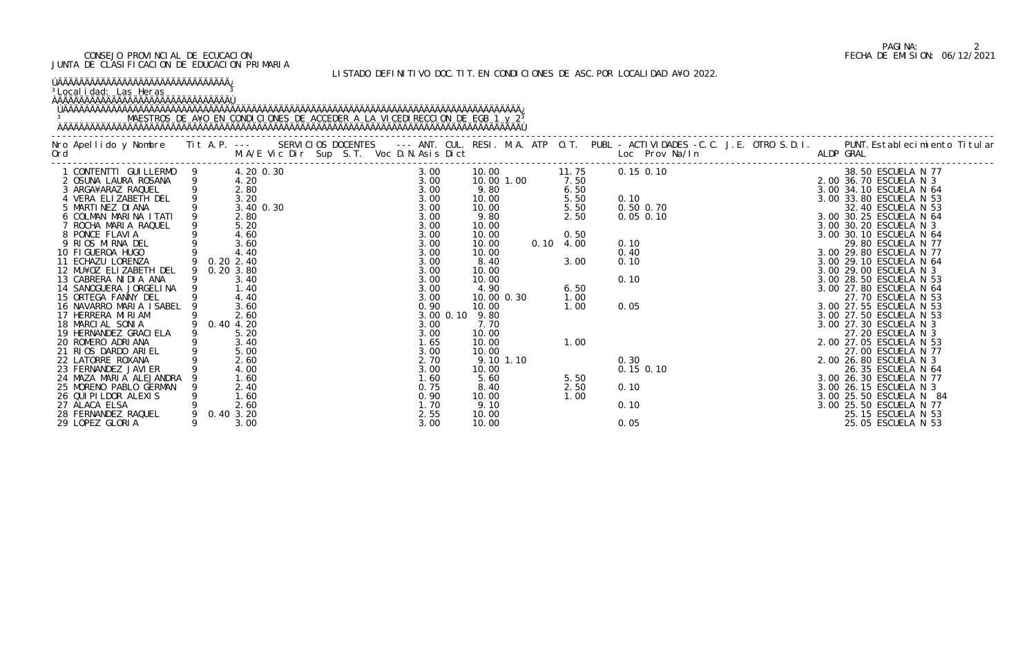CONSEJO PROVINCIAL DE ECUCACION
JUNTA DE CLASIFICACION DE EDUCACION PRIMARIA

FECHA DE EMISION: 06/12/2021

LISTADO DEFINITIVO DOC.TIT.EN CONDICIONES DE ASC.POR LOCALIDAD A¥O 2022.

Localidad: Las Heras

MAESTROS DE A¥O EN CONDICIONES DE ACCEDER A LA VICEDIRECCION DE EGB 1 y 2

| Nro Ord | Apellido y Nombre | Tit | A.P. | M.A/E | Vic | Dir | Sup | S.T. | Voc | D.N. | Asis | Dict | ANT. | CUL. | RESI. | M.A. | ATP | O.T. | PUBL | Loc | Prov | Na/In | C.C. | J.E. | OTRO | S.D.I. | ALDP | PUNT. GRAL | Establecimiento Titular |
|---|---|---|---|---|---|---|---|---|---|---|---|---|---|---|---|---|---|---|---|---|---|---|---|---|---|---|---|---|---|
| 1 | CONTENTTI GUILLERMO | 9 | | 4.20 | 0.30 | | | | | | 3.00 | | 10.00 | | | | | 11.75 | | 0.15 | 0.10 | | | | | | | 38.50 | ESCUELA N 77 |
| 2 | OSUNA LAURA ROSANA | 9 | | 4.20 | | | | | | | 3.00 | | 10.00 | 1.00 | | | | 7.50 | | | | | | | | | 2.00 | 36.70 | ESCUELA N 3 |
| 3 | ARGA¥ARAZ RAQUEL | 9 | | 2.80 | | | | | | | 3.00 | | 9.80 | | | | | 6.50 | | | | | | | | | 3.00 | 34.10 | ESCUELA N 64 |
| 4 | VERA ELIZABETH DEL | 9 | | 3.20 | | | | | | | 3.00 | | 10.00 | | | | | 5.50 | | 0.10 | | | | | | | 3.00 | 33.80 | ESCUELA N 53 |
| 5 | MARTINEZ DIANA | 9 | | 3.40 | 0.30 | | | | | | 3.00 | | 10.00 | | | | | 5.50 | | 0.50 | 0.70 | | | | | | | 32.40 | ESCUELA N 53 |
| 6 | COLMAN MARINA ITATI | 9 | | 2.80 | | | | | | | 3.00 | | 9.80 | | | | | 2.50 | | 0.05 | 0.10 | | | | | | 3.00 | 30.25 | ESCUELA N 64 |
| 7 | ROCHA MARIA RAQUEL | 9 | | 5.20 | | | | | | | 3.00 | | 10.00 | | | | | | | | | | | | | | 3.00 | 30.20 | ESCUELA N 3 |
| 8 | PONCE FLAVIA | 9 | | 4.60 | | | | | | | 3.00 | | 10.00 | | | | | 0.50 | | | | | | | | | 3.00 | 30.10 | ESCUELA N 64 |
| 9 | RIOS MIRNA DEL | 9 | | 3.60 | | | | | | | 3.00 | | 10.00 | | | 0.10 | | 4.00 | | 0.10 | | | | | | | | 29.80 | ESCUELA N 77 |
| 10 | FIGUEROA HUGO | 9 | | 4.40 | | | | | | | 3.00 | | 10.00 | | | | | | | 0.40 | | | | | | | 3.00 | 29.80 | ESCUELA N 77 |
| 11 | ECHAZU LORENZA | 9 | 0.20 | 2.40 | | | | | | | 3.00 | | 8.40 | | | | | 3.00 | | 0.10 | | | | | | | 3.00 | 29.10 | ESCUELA N 64 |
| 12 | MU¥OZ ELIZABETH DEL | 9 | 0.20 | 3.80 | | | | | | | 3.00 | | 10.00 | | | | | | | | | | | | | | 3.00 | 29.00 | ESCUELA N 3 |
| 13 | CABRERA NIDIA ANA | 9 | | 3.40 | | | | | | | 3.00 | | 10.00 | | | | | | | 0.10 | | | | | | | 3.00 | 28.50 | ESCUELA N 53 |
| 14 | SANOGUERA JORGELINA | 9 | | 1.40 | | | | | | | 3.00 | | 4.90 | | | | | 6.50 | | | | | | | | | 3.00 | 27.80 | ESCUELA N 64 |
| 15 | ORTEGA FANNY DEL | 9 | | 4.40 | | | | | | | 3.00 | | 10.00 | 0.30 | | | | 1.00 | | | | | | | | | | 27.70 | ESCUELA N 53 |
| 16 | NAVARRO MARIA ISABEL | 9 | | 3.60 | | | | | | | 0.90 | | 10.00 | | | | | 1.00 | | 0.05 | | | | | | | 3.00 | 27.55 | ESCUELA N 53 |
| 17 | HERRERA MIRIAM | 9 | | 2.60 | | | | | | | 3.00 | 0.10 | 9.80 | | | | | | | | | | | | | | 3.00 | 27.50 | ESCUELA N 53 |
| 18 | MARCIAL SONIA | 9 | 0.40 | 4.20 | | | | | | | 3.00 | | 7.70 | | | | | | | | | | | | | | 3.00 | 27.30 | ESCUELA N 3 |
| 19 | HERNANDEZ GRACIELA | 9 | | 5.20 | | | | | | | 3.00 | | 10.00 | | | | | | | | | | | | | | | 27.20 | ESCUELA N 3 |
| 20 | ROMERO ADRIANA | 9 | | 3.40 | | | | | | | 1.65 | | 10.00 | | | | | 1.00 | | | | | | | | | 2.00 | 27.05 | ESCUELA N 53 |
| 21 | RIOS DARDO ARIEL | 9 | | 5.00 | | | | | | | 3.00 | | 10.00 | | | | | | | | | | | | | | | 27.00 | ESCUELA N 77 |
| 22 | LATORRE ROXANA | 9 | | 2.60 | | | | | | | 2.70 | | 9.10 | 1.10 | | | | | | 0.30 | | | | | | | 2.00 | 26.80 | ESCUELA N 3 |
| 23 | FERNANDEZ JAVIER | 9 | | 4.00 | | | | | | | 3.00 | | 10.00 | | | | | | | 0.15 | 0.10 | | | | | | | 26.35 | ESCUELA N 64 |
| 24 | MAZA MARIA ALEJANDRA | 9 | | 1.60 | | | | | | | 1.60 | | 5.60 | | | | | 5.50 | | | | | | | | | 3.00 | 26.30 | ESCUELA N 77 |
| 25 | MORENO PABLO GERMAN | 9 | | 2.40 | | | | | | | 0.75 | | 8.40 | | | | | 2.50 | | 0.10 | | | | | | | 3.00 | 26.15 | ESCUELA N 3 |
| 26 | QUIPILDOR ALEXIS | 9 | | 1.60 | | | | | | | 0.90 | | 10.00 | | | | | 1.00 | | | | | | | | | 3.00 | 25.50 | ESCUELA N 84 |
| 27 | ALACA ELSA | 9 | | 2.60 | | | | | | | 1.70 | | 9.10 | | | | | | | 0.10 | | | | | | | 3.00 | 25.50 | ESCUELA N 77 |
| 28 | FERNANDEZ RAQUEL | 9 | 0.40 | 3.20 | | | | | | | 2.55 | | 10.00 | | | | | | | | | | | | | | | 25.15 | ESCUELA N 53 |
| 29 | LOPEZ GLORIA | 9 | | 3.00 | | | | | | | 3.00 | | 10.00 | | | | | | | 0.05 | | | | | | | | 25.05 | ESCUELA N 53 |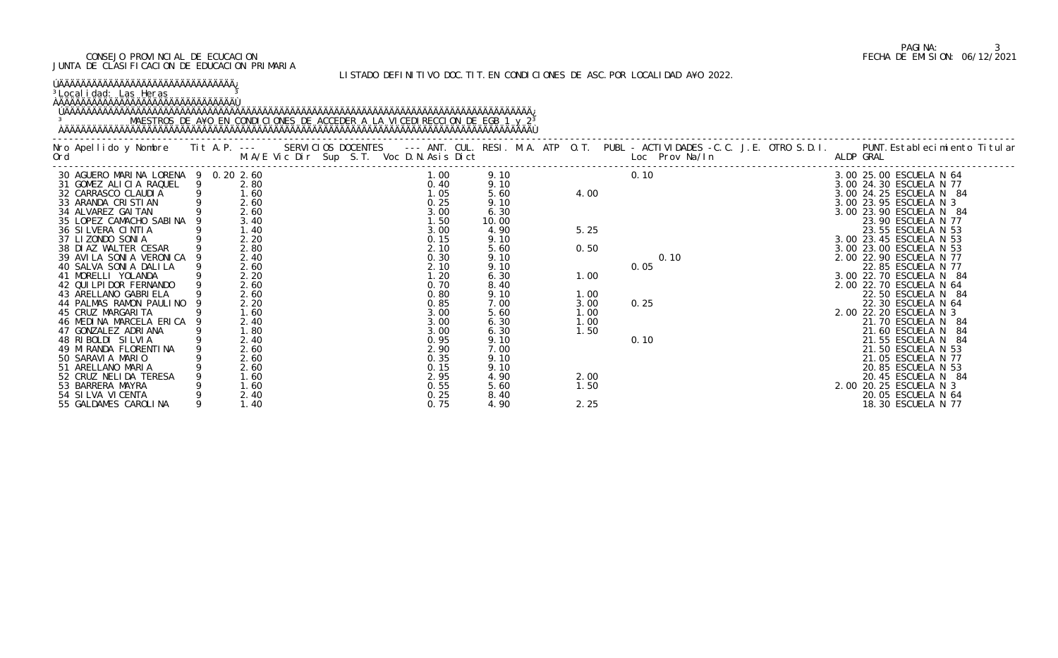CONSEJO PROVINCIAL DE ECUCACION
JUNTA DE CLASIFICACION DE EDUCACION PRIMARIA

FECHA DE EMISION: 06/12/2021

LISTADO DEFINITIVO DOC.TIT.EN CONDICIONES DE ASC.POR LOCALIDAD A¥O 2022.

Localidad: Las Heras

MAESTROS DE A¥O EN CONDICIONES DE ACCEDER A LA VICEDIRECCION DE EGB 1 y 2

| Nro Ord | Apellido y Nombre | Tit | A.P. | M.A/E | Vic | Dir | Sup | S.T. | Voc | D.N. | Asis | Dict | ANT. | CUL. | RESI. | M.A. | ATP | O.T. | PUBL | Loc | Prov | Na/In | C.C. | J.E. | OTRO | S.D.I. | ALDP | PUNT. GRAL | Establecimiento Titular |
|---|---|---|---|---|---|---|---|---|---|---|---|---|---|---|---|---|---|---|---|---|---|---|---|---|---|---|---|---|---|
| 30 | AGUERO MARINA LORENA | 9 | 0.20 | 2.60 | | | | | | | | | 1.00 | 9.10 | | | | | 0.10 | | | | | | | | 3.00 | 25.00 | ESCUELA N 64 |
| 31 | GOMEZ ALICIA RAQUEL | 9 | | 2.80 | | | | | | | | | 0.40 | 9.10 | | | | | | | | | | | | | 3.00 | 24.30 | ESCUELA N 77 |
| 32 | CARRASCO CLAUDIA | 9 | | 1.60 | | | | | | | | | 1.05 | 5.60 | | | | 4.00 | | | | | | | | | 3.00 | 24.25 | ESCUELA N 84 |
| 33 | ARANDA CRISTIAN | 9 | | 2.60 | | | | | | | | | 0.25 | 9.10 | | | | | | | | | | | | | 3.00 | 23.95 | ESCUELA N 3 |
| 34 | ALVAREZ GAITAN | 9 | | 2.60 | | | | | | | | | 3.00 | 6.30 | | | | | | | | | | | | | 3.00 | 23.90 | ESCUELA N 84 |
| 35 | LOPEZ CAMACHO SABINA | 9 | | 3.40 | | | | | | | | | 1.50 | 10.00 | | | | | | | | | | | | | | 23.90 | ESCUELA N 77 |
| 36 | SILVERA CINTIA | 9 | | 1.40 | | | | | | | | | 3.00 | 4.90 | | | | 5.25 | | | | | | | | | | 23.55 | ESCUELA N 53 |
| 37 | LIZONDO SONIA | 9 | | 2.20 | | | | | | | | | 0.15 | 9.10 | | | | | | | | | | | | | 3.00 | 23.45 | ESCUELA N 53 |
| 38 | DIAZ WALTER CESAR | 9 | | 2.80 | | | | | | | | | 2.10 | 5.60 | | | | 0.50 | | | | | | | | | 3.00 | 23.00 | ESCUELA N 53 |
| 39 | AVILA SONIA VERONICA | 9 | | 2.40 | | | | | | | | | 0.30 | 9.10 | | | | | | | 0.10 | | | | | | 2.00 | 22.90 | ESCUELA N 77 |
| 40 | SALVA SONIA DALILA | 9 | | 2.60 | | | | | | | | | 2.10 | 9.10 | | | | | 0.05 | | | | | | | | | 22.85 | ESCUELA N 77 |
| 41 | MORELLI YOLANDA | 9 | | 2.20 | | | | | | | | | 1.20 | 6.30 | | | | 1.00 | | | | | | | | | 3.00 | 22.70 | ESCUELA N 84 |
| 42 | QUILPIDOR FERNANDO | 9 | | 2.60 | | | | | | | | | 0.70 | 8.40 | | | | | | | | | | | | | 2.00 | 22.70 | ESCUELA N 64 |
| 43 | ARELLANO GABRIELA | 9 | | 2.60 | | | | | | | | | 0.80 | 9.10 | | | | 1.00 | | | | | | | | | | 22.50 | ESCUELA N 84 |
| 44 | PALMAS RAMON PAULINO | 9 | | 2.20 | | | | | | | | | 0.85 | 7.00 | | | | 3.00 | 0.25 | | | | | | | | | 22.30 | ESCUELA N 64 |
| 45 | CRUZ MARGARITA | 9 | | 1.60 | | | | | | | | | 3.00 | 5.60 | | | | 1.00 | | | | | | | | | 2.00 | 22.20 | ESCUELA N 3 |
| 46 | MEDINA MARCELA ERICA | 9 | | 2.40 | | | | | | | | | 3.00 | 6.30 | | | | 1.00 | | | | | | | | | | 21.70 | ESCUELA N 84 |
| 47 | GONZALEZ ADRIANA | 9 | | 1.80 | | | | | | | | | 3.00 | 6.30 | | | | 1.50 | | | | | | | | | | 21.60 | ESCUELA N 84 |
| 48 | RIBOLDI SILVIA | 9 | | 2.40 | | | | | | | | | 0.95 | 9.10 | | | | | 0.10 | | | | | | | | | 21.55 | ESCUELA N 84 |
| 49 | MIRANDA FLORENTINA | 9 | | 2.60 | | | | | | | | | 2.90 | 7.00 | | | | | | | | | | | | | | 21.50 | ESCUELA N 53 |
| 50 | SARAVIA MARIO | 9 | | 2.60 | | | | | | | | | 0.35 | 9.10 | | | | | | | | | | | | | | 21.05 | ESCUELA N 77 |
| 51 | ARELLANO MARIA | 9 | | 2.60 | | | | | | | | | 0.15 | 9.10 | | | | | | | | | | | | | | 20.85 | ESCUELA N 53 |
| 52 | CRUZ NELIDA TERESA | 9 | | 1.60 | | | | | | | | | 2.95 | 4.90 | | | | 2.00 | | | | | | | | | | 20.45 | ESCUELA N 84 |
| 53 | BARRERA MAYRA | 9 | | 1.60 | | | | | | | | | 0.55 | 5.60 | | | | 1.50 | | | | | | | | | 2.00 | 20.25 | ESCUELA N 3 |
| 54 | SILVA VICENTA | 9 | | 2.40 | | | | | | | | | 0.25 | 8.40 | | | | | | | | | | | | | | 20.05 | ESCUELA N 64 |
| 55 | GALDAMES CAROLINA | 9 | | 1.40 | | | | | | | | | 0.75 | 4.90 | | | | 2.25 | | | | | | | | | | 18.30 | ESCUELA N 77 |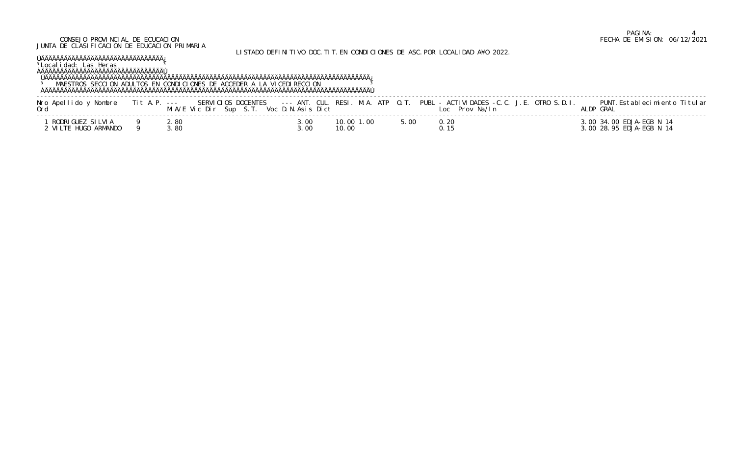CONSEJO PROVINCIAL DE ECUCACION
JUNTA DE CLASIFICACION DE EDUCACION PRIMARIA

FECHA DE EMISION: 06/12/2021

LISTADO DEFINITIVO DOC.TIT.EN CONDICIONES DE ASC.POR LOCALIDAD A¥O 2022.

Localidad: Las Heras

MAESTROS SECCION ADULTOS EN CONDICIONES DE ACCEDER A LA VICEDIRECCION

| Nro Ord | Apellido y Nombre | Tit | A.P. | M.A/E | Vic | Dir | Sup | S.T. | Voc | D.N. | Asis | Dict | ANT. | CUL. | RESI. | M.A. | ATP | O.T. | PUBL | Loc | Prov | Na/In | C.C. | J.E. | OTRO | S.D.I. | ALDP | PUNT. GRAL | Establecimiento Titular |
|---|---|---|---|---|---|---|---|---|---|---|---|---|---|---|---|---|---|---|---|---|---|---|---|---|---|---|---|---|---|
| 1 | RODRIGUEZ SILVIA | 9 | | 2.80 | | | | | | | | | 3.00 | | 10.00 | 1.00 | | 5.00 | | 0.20 | | | | | | | 3.00 | 34.00 | EDJA-EGB N 14 |
| 2 | VILTE HUGO ARMANDO | 9 | | 3.80 | | | | | | | | | 3.00 | | 10.00 | | | | | 0.15 | | | | | | | 3.00 | 28.95 | EDJA-EGB N 14 |